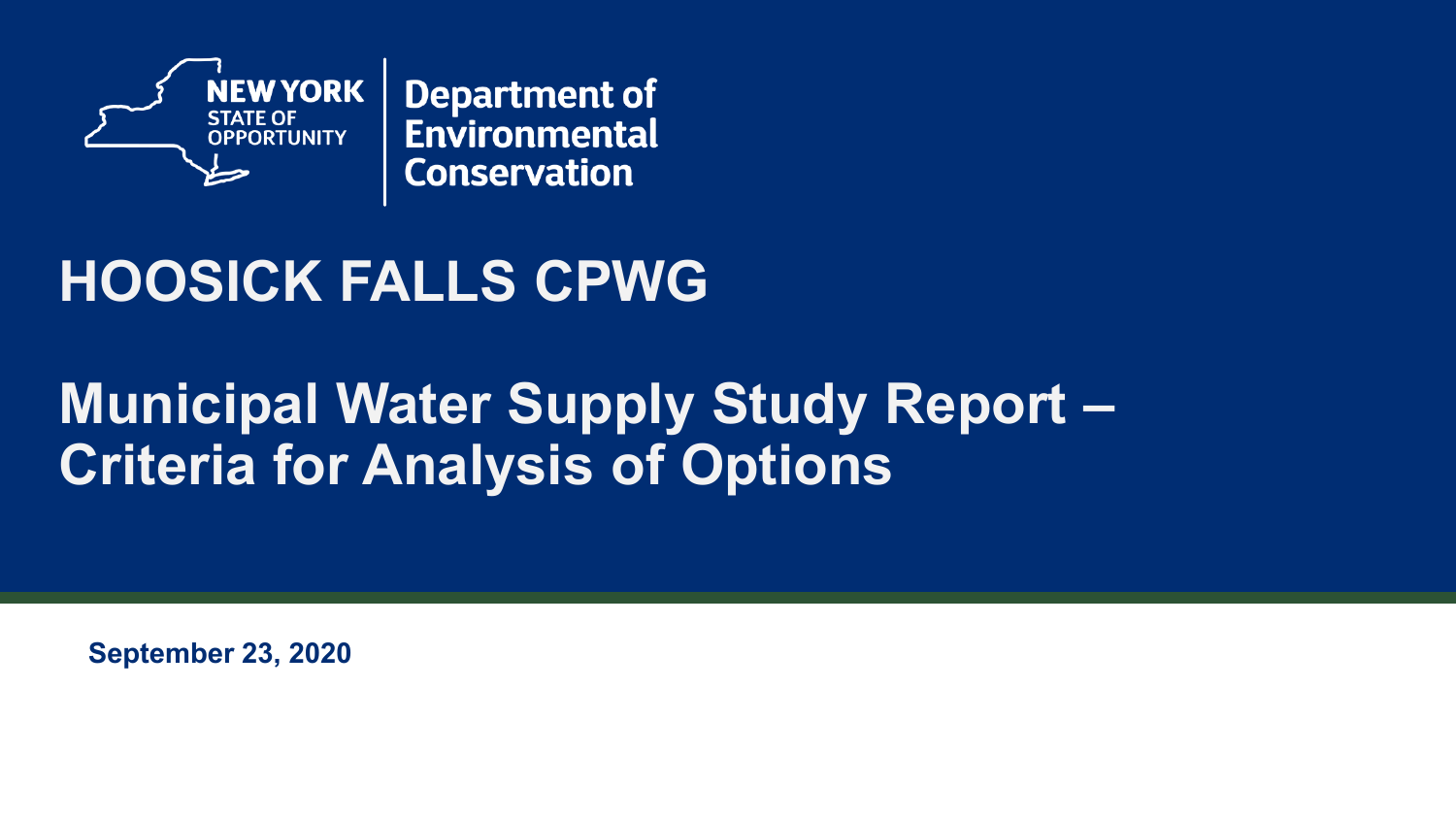NEW YORK STATE OF OPPORTUNITY | Department of Environmental Conservation

# HOOSICK FALLS CPWG

# Municipal Water Supply Study Report – Criteria for Analysis of Options

**September 23, 2020**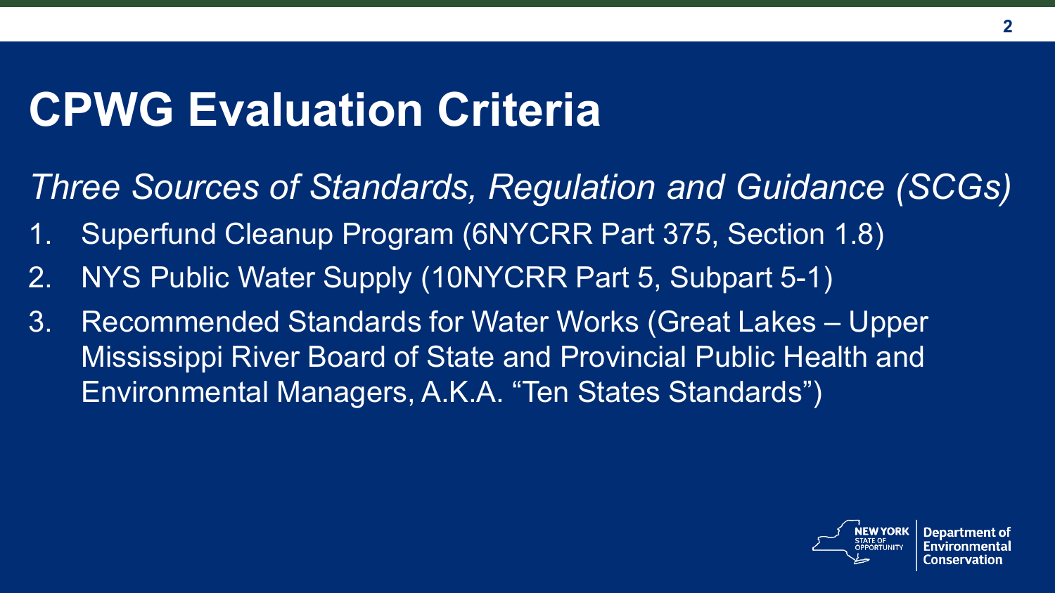# CPWG Evaluation Criteria

*Three Sources of Standards, Regulation and Guidance (SCGs)*

1. Superfund Cleanup Program (6NYCRR Part 375, Section 1.8)
2. NYS Public Water Supply (10NYCRR Part 5, Subpart 5-1)
3. Recommended Standards for Water Works (Great Lakes – Upper Mississippi River Board of State and Provincial Public Health and Environmental Managers, A.K.A. "Ten States Standards")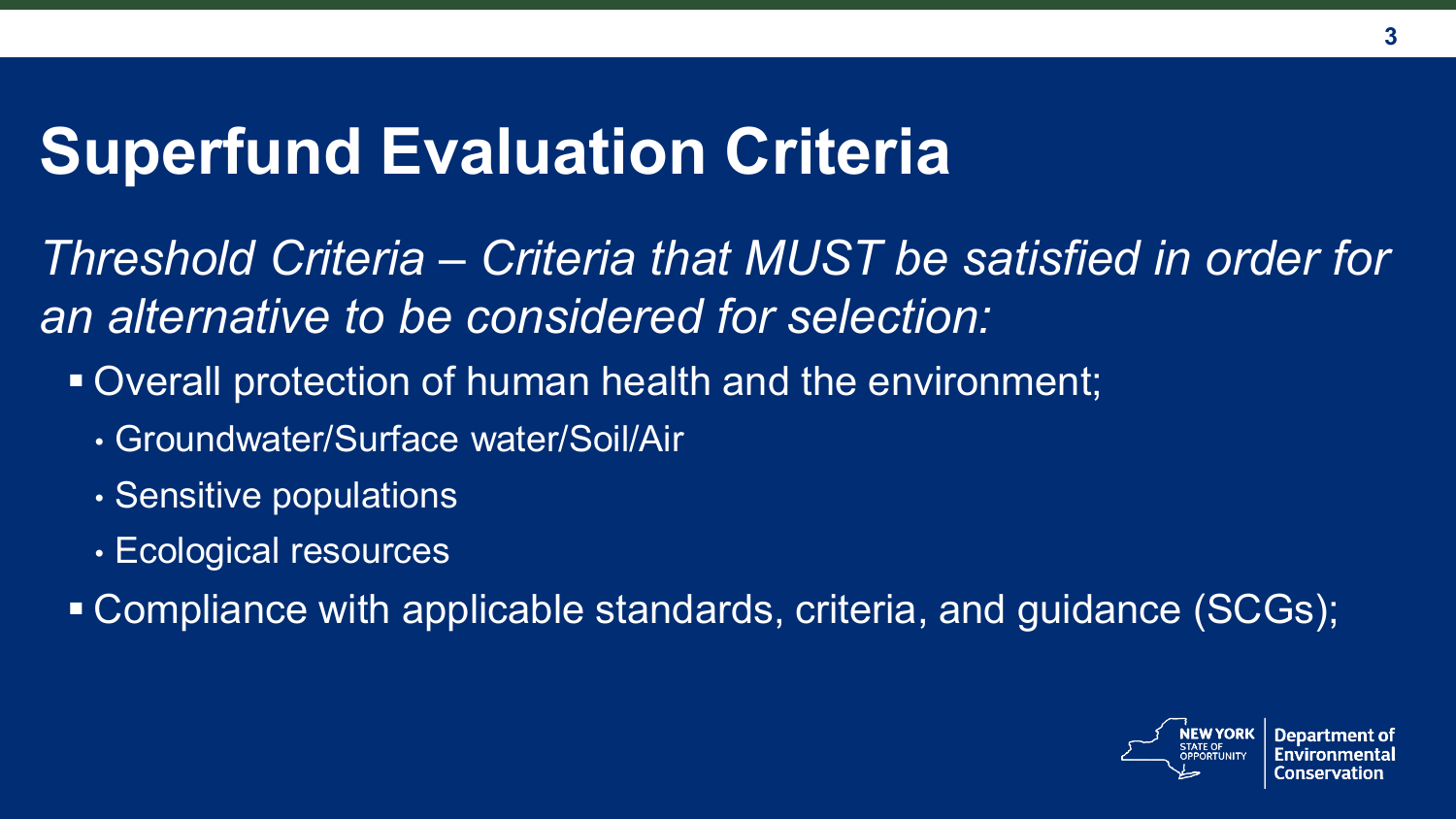# Superfund Evaluation Criteria

*Threshold Criteria – Criteria that MUST be satisfied in order for an alternative to be considered for selection:*

- Overall protection of human health and the environment;
  - Groundwater/Surface water/Soil/Air
  - Sensitive populations
  - Ecological resources
- Compliance with applicable standards, criteria, and guidance (SCGs);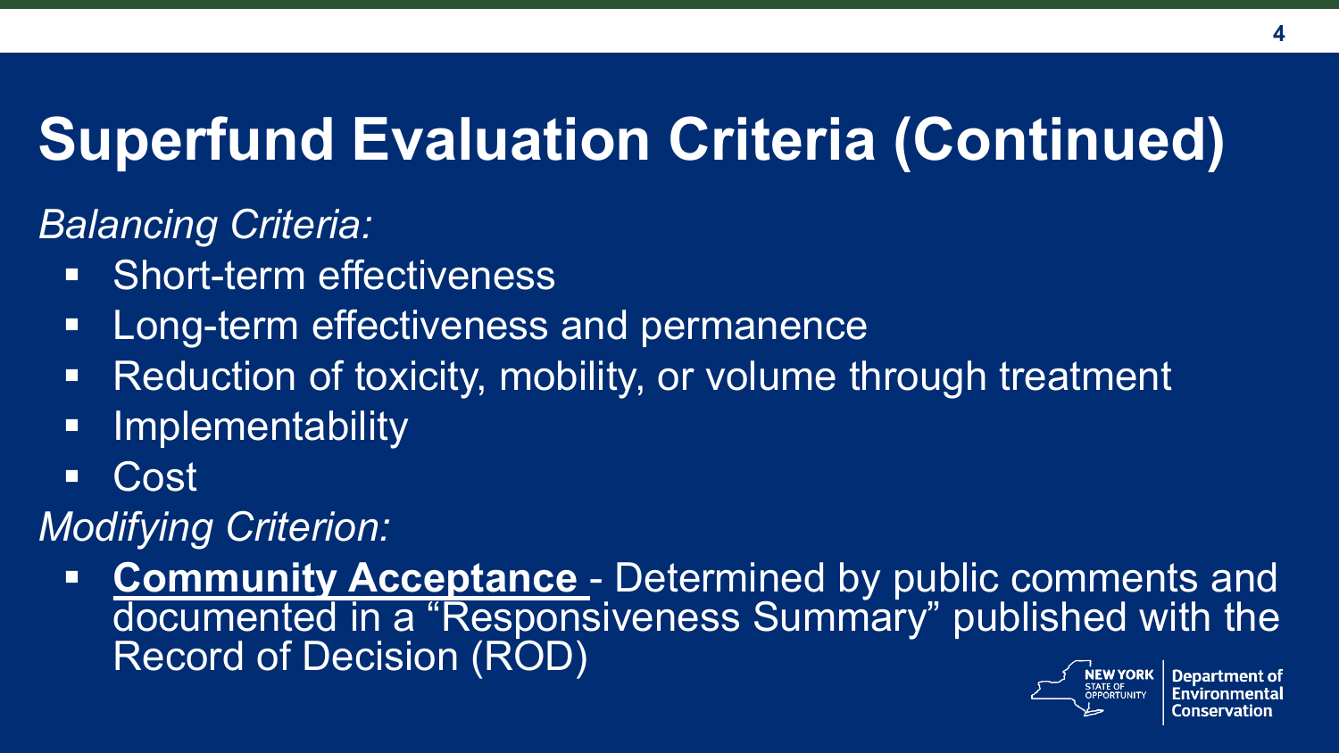# Superfund Evaluation Criteria (Continued)

*Balancing Criteria:*

- Short-term effectiveness
- Long-term effectiveness and permanence
- Reduction of toxicity, mobility, or volume through treatment
- Implementability
- Cost

*Modifying Criterion:*

- **Community Acceptance** - Determined by public comments and documented in a "Responsiveness Summary" published with the Record of Decision (ROD)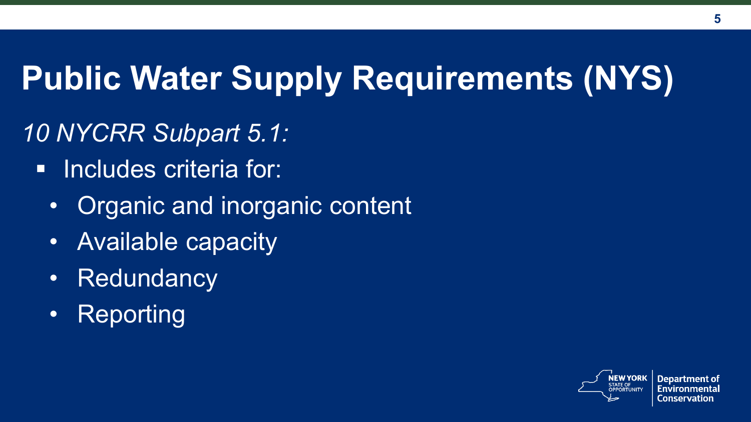# Public Water Supply Requirements (NYS)

*10 NYCRR Subpart 5.1:*

- Includes criteria for:
  - Organic and inorganic content
  - Available capacity
  - Redundancy
  - Reporting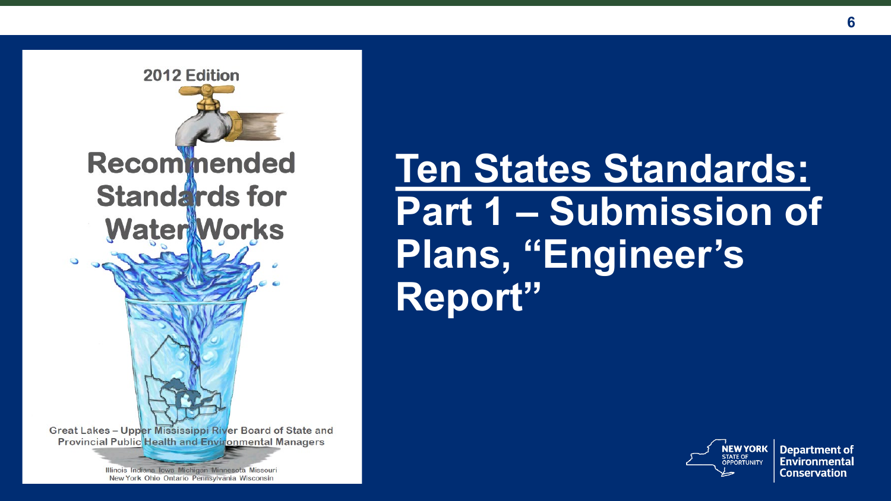2012 Edition

Recommended Standards for Water Works

Great Lakes – Upper Mississippi River Board of State and Provincial Public Health and Environmental Managers

Illinois Indiana Iowa Michigan Minnesota Missouri New York Ohio Ontario Pennsylvania Wisconsin

# Ten States Standards: Part 1 – Submission of Plans, "Engineer's Report"

NEW YORK STATE OF OPPORTUNITY | Department of Environmental Conservation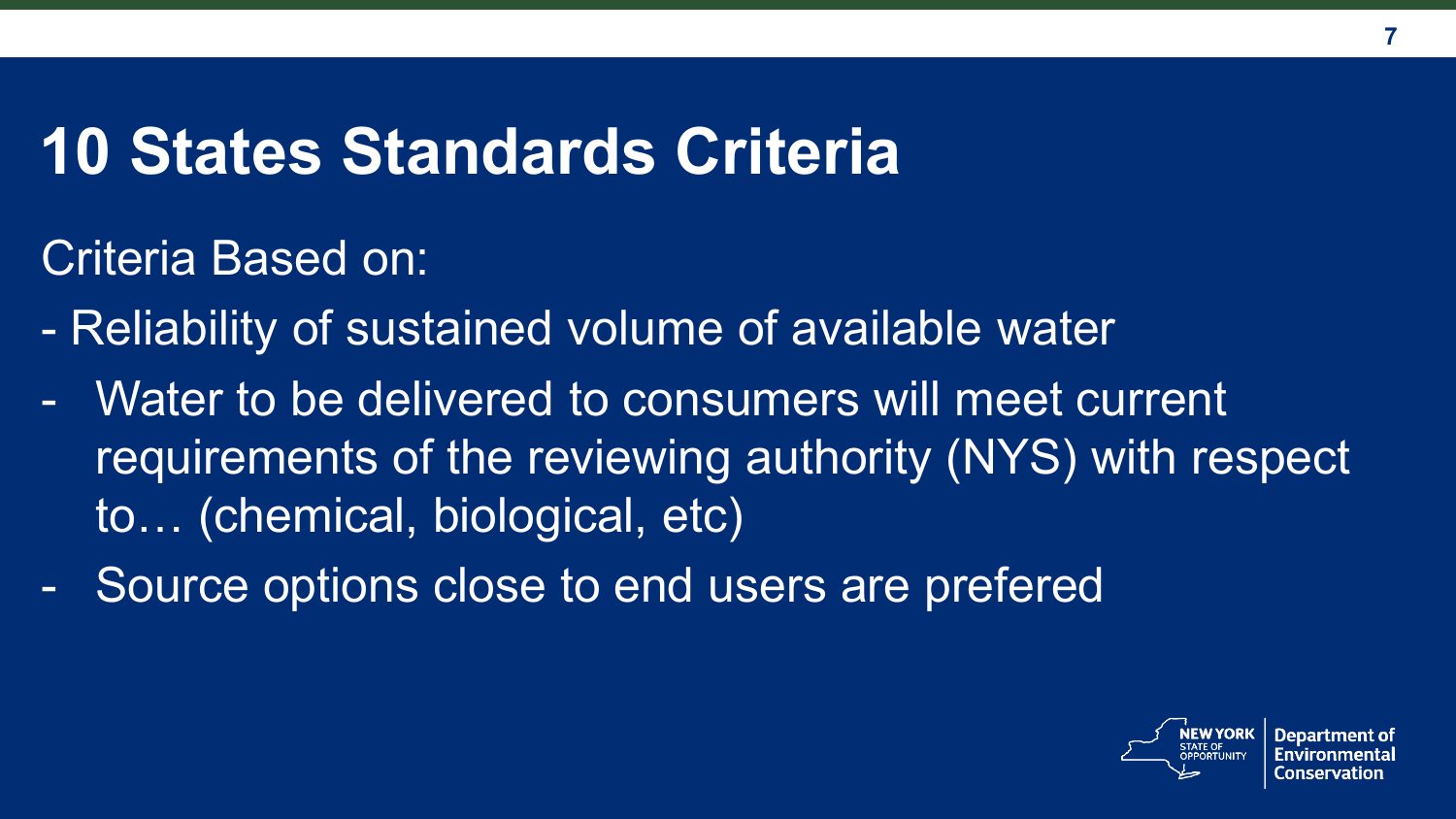# 10 States Standards Criteria

Criteria Based on:

- Reliability of sustained volume of available water
- Water to be delivered to consumers will meet current requirements of the reviewing authority (NYS) with respect to… (chemical, biological, etc)
- Source options close to end users are prefered